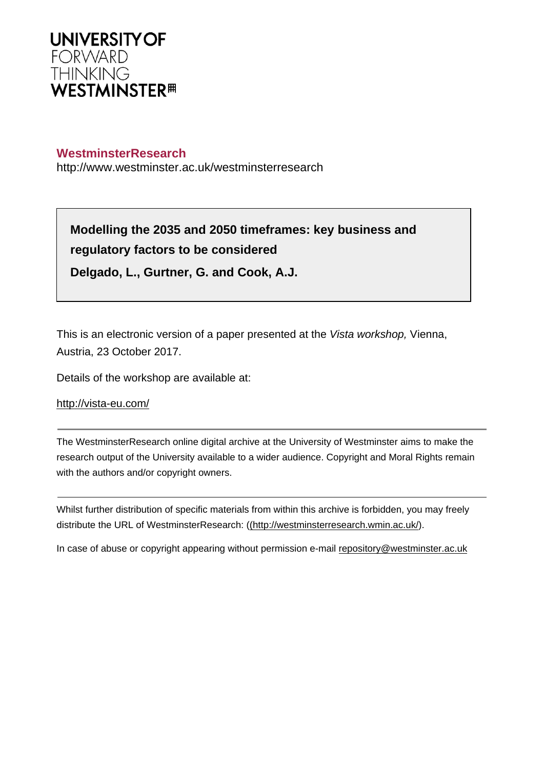UNIVERSITY OF
FORWARD
THINKING
WESTMINSTER

**WestminsterResearch**

http://www.westminster.ac.uk/westminsterresearch

**Modelling the 2035 and 2050 timeframes: key business and regulatory factors to be considered**

**Delgado, L., Gurtner, G. and Cook, A.J.**

This is an electronic version of a paper presented at the *Vista workshop,* Vienna, Austria, 23 October 2017.

Details of the workshop are available at:

http://vista-eu.com/

---

The WestminsterResearch online digital archive at the University of Westminster aims to make the research output of the University available to a wider audience. Copyright and Moral Rights remain with the authors and/or copyright owners.

---

Whilst further distribution of specific materials from within this archive is forbidden, you may freely distribute the URL of WestminsterResearch: ((http://westminsterresearch.wmin.ac.uk/).

In case of abuse or copyright appearing without permission e-mail repository@westminster.ac.uk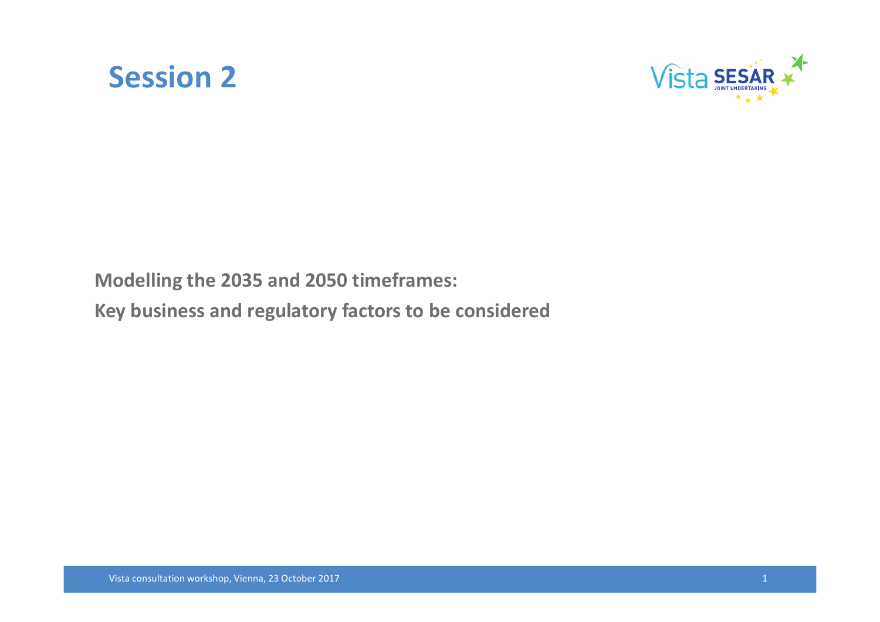# Session 2

**Modelling the 2035 and 2050 timeframes:**

**Key business and regulatory factors to be considered**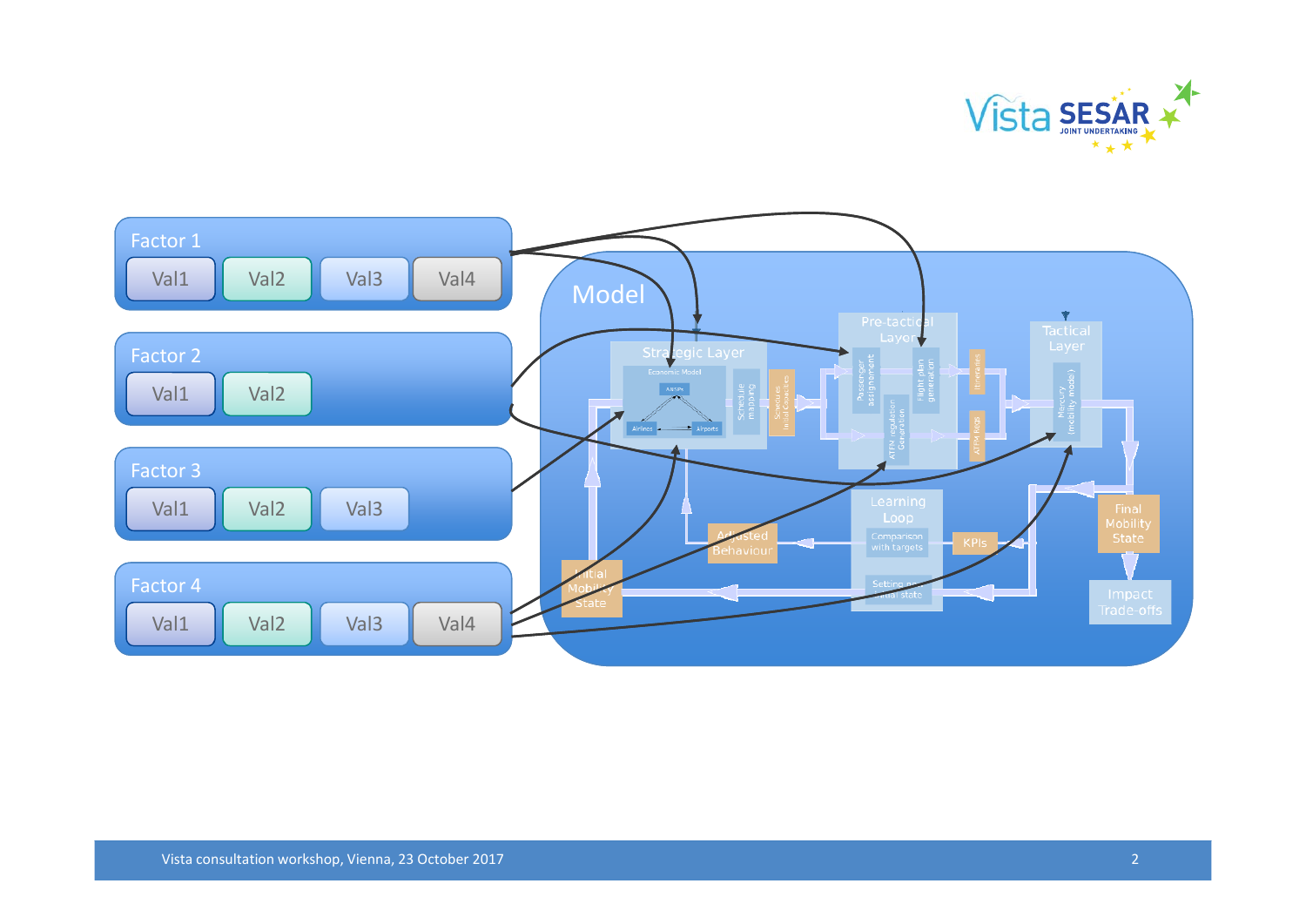Factor 1

Val1 | Val2 | Val3 | Val4

Factor 2

Val1 | Val2

Factor 3

Val1 | Val2 | Val3

Factor 4

Val1 | Val2 | Val3 | Val4

Model

Strategic Layer

Economic Model

ANSPs

Airlines

Airports

Schedule mapping

Schedules Initial Capacities

Pre-tactical Layer

Passenger assignment

Flight plan generation

ATFM regulation Generation

Itineraries

ATFM REQS

Tactical Layer

Mercury (mobility model)

Final Mobility State

Impact Trade-offs

Learning Loop

Comparison with targets

Setting new initial state

KPIs

Adjusted Behaviour

Initial Mobility State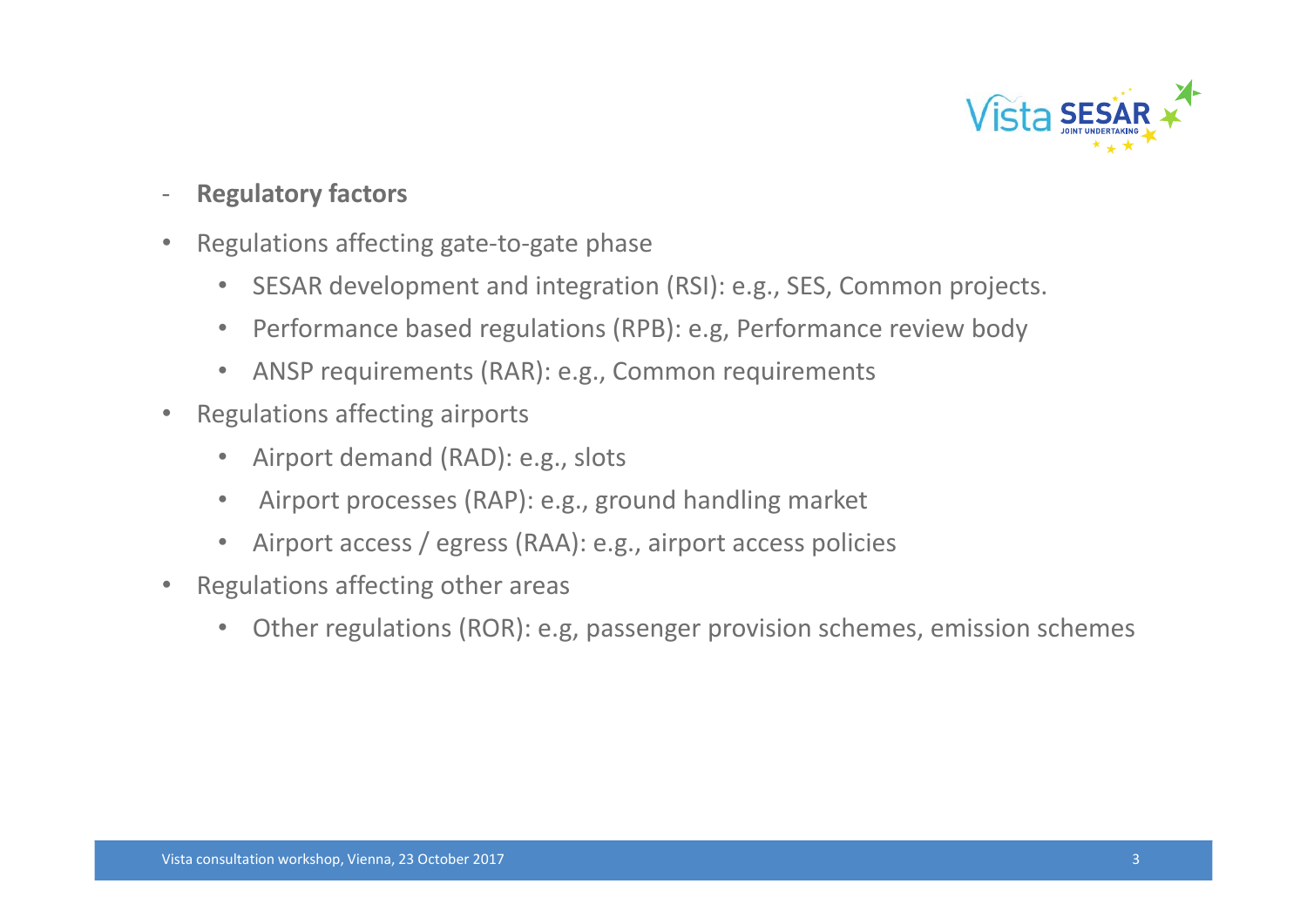- **Regulatory factors**

- Regulations affecting gate-to-gate phase
    - SESAR development and integration (RSI): e.g., SES, Common projects.
    - Performance based regulations (RPB): e.g, Performance review body
    - ANSP requirements (RAR): e.g., Common requirements
- Regulations affecting airports
    - Airport demand (RAD): e.g., slots
    - Airport processes (RAP): e.g., ground handling market
    - Airport access / egress (RAA): e.g., airport access policies
- Regulations affecting other areas
    - Other regulations (ROR): e.g, passenger provision schemes, emission schemes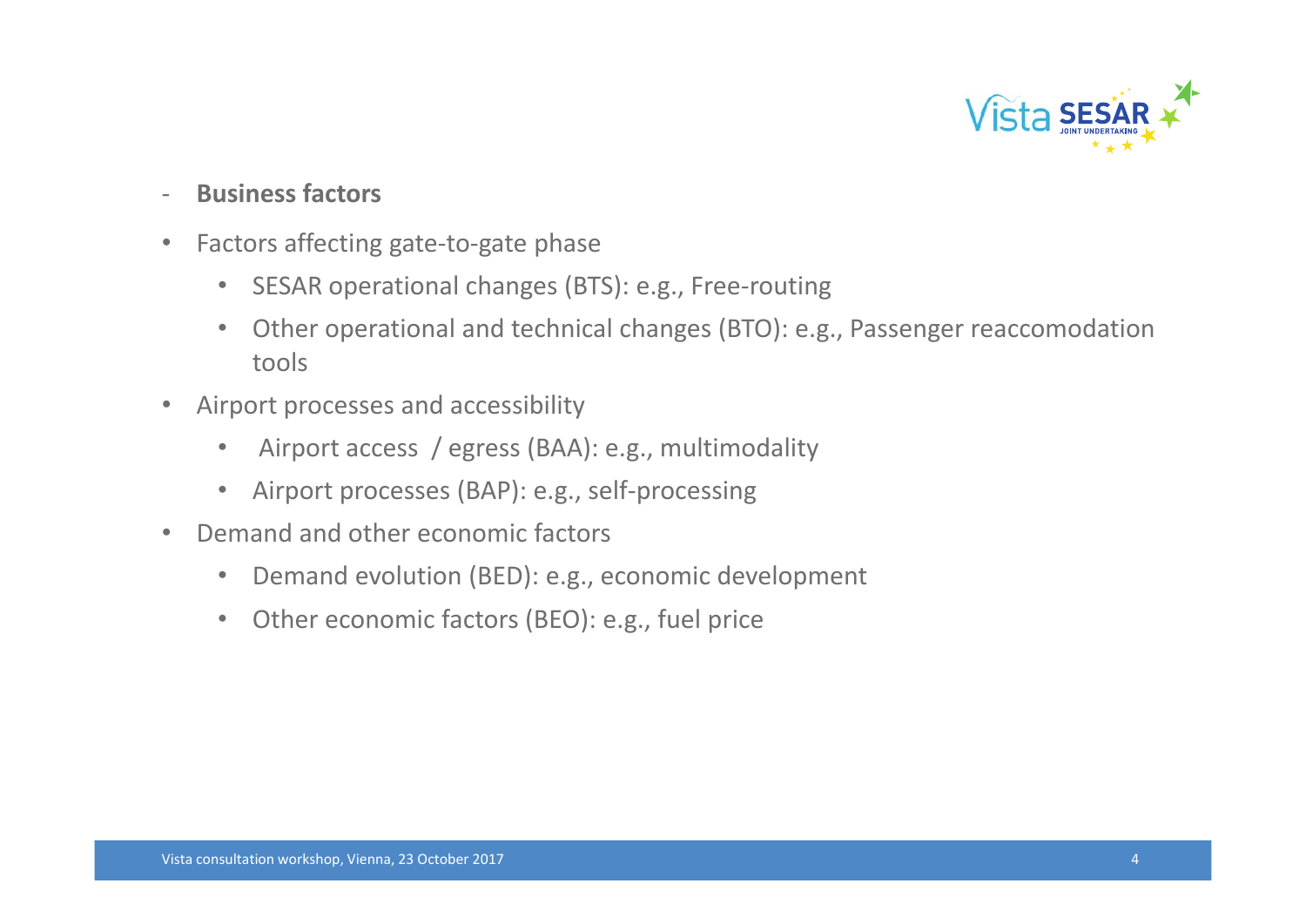- **Business factors**

- Factors affecting gate-to-gate phase
  - SESAR operational changes (BTS): e.g., Free-routing
  - Other operational and technical changes (BTO): e.g., Passenger reaccomodation tools
- Airport processes and accessibility
  - Airport access / egress (BAA): e.g., multimodality
  - Airport processes (BAP): e.g., self-processing
- Demand and other economic factors
  - Demand evolution (BED): e.g., economic development
  - Other economic factors (BEO): e.g., fuel price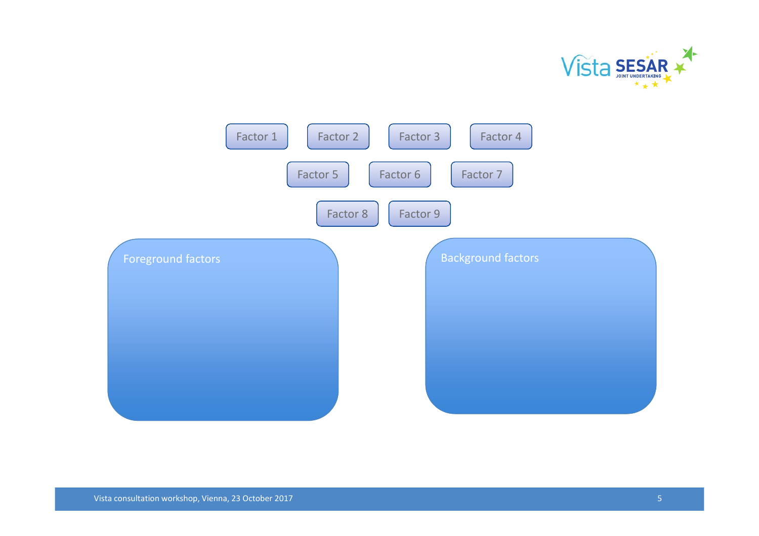Factor 1 | Factor 2 | Factor 3 | Factor 4

Factor 5 | Factor 6 | Factor 7

Factor 8 | Factor 9

**Foreground factors**

**Background factors**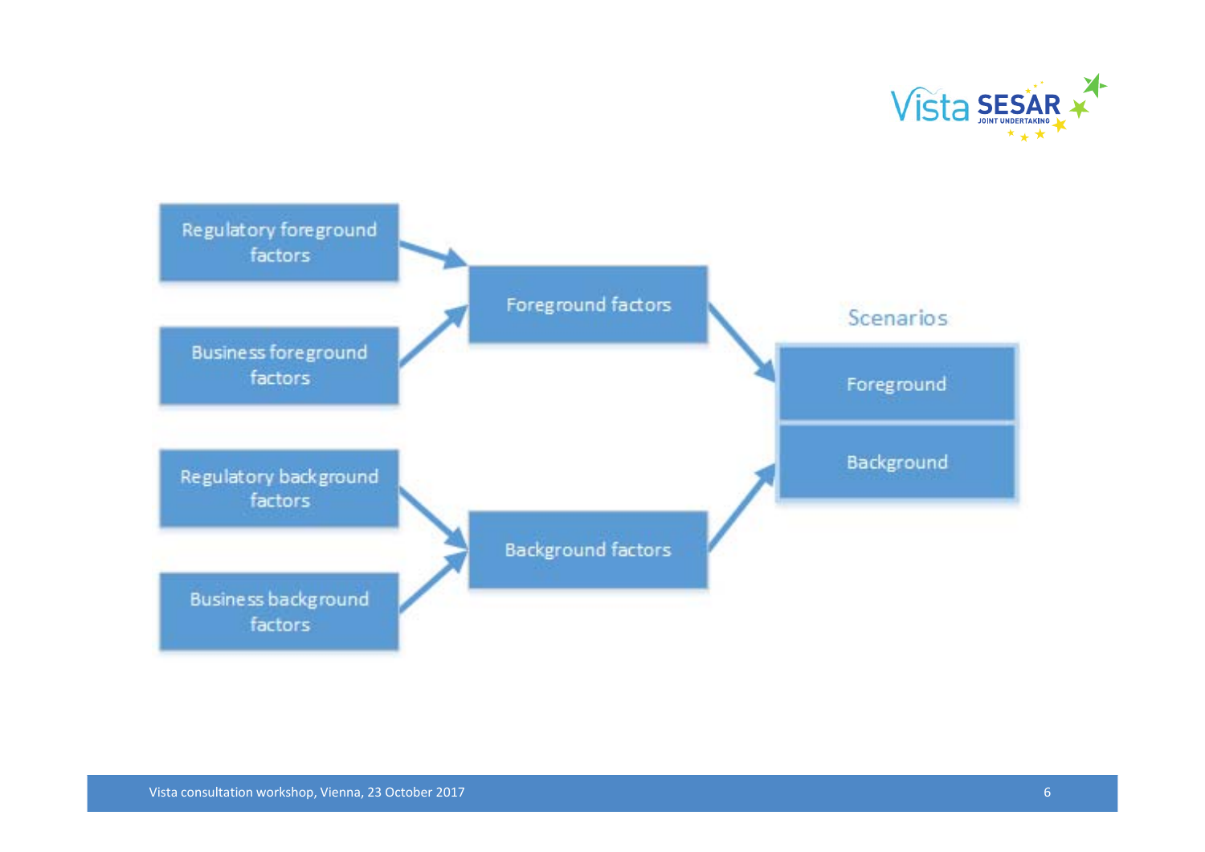Regulatory foreground factors

Business foreground factors

Regulatory background factors

Business background factors

Foreground factors

Background factors

Scenarios

Foreground

Background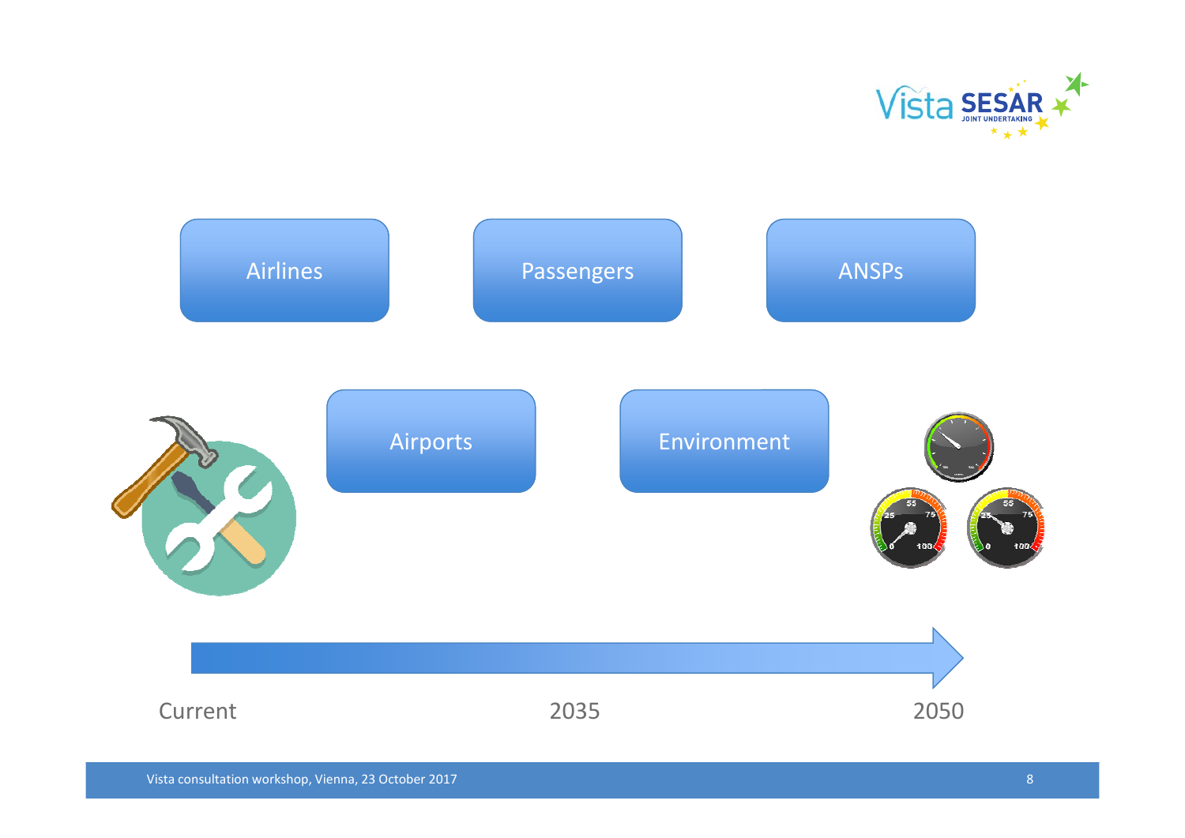Airlines

Passengers

ANSPs

Airports

Environment

Current

2035

2050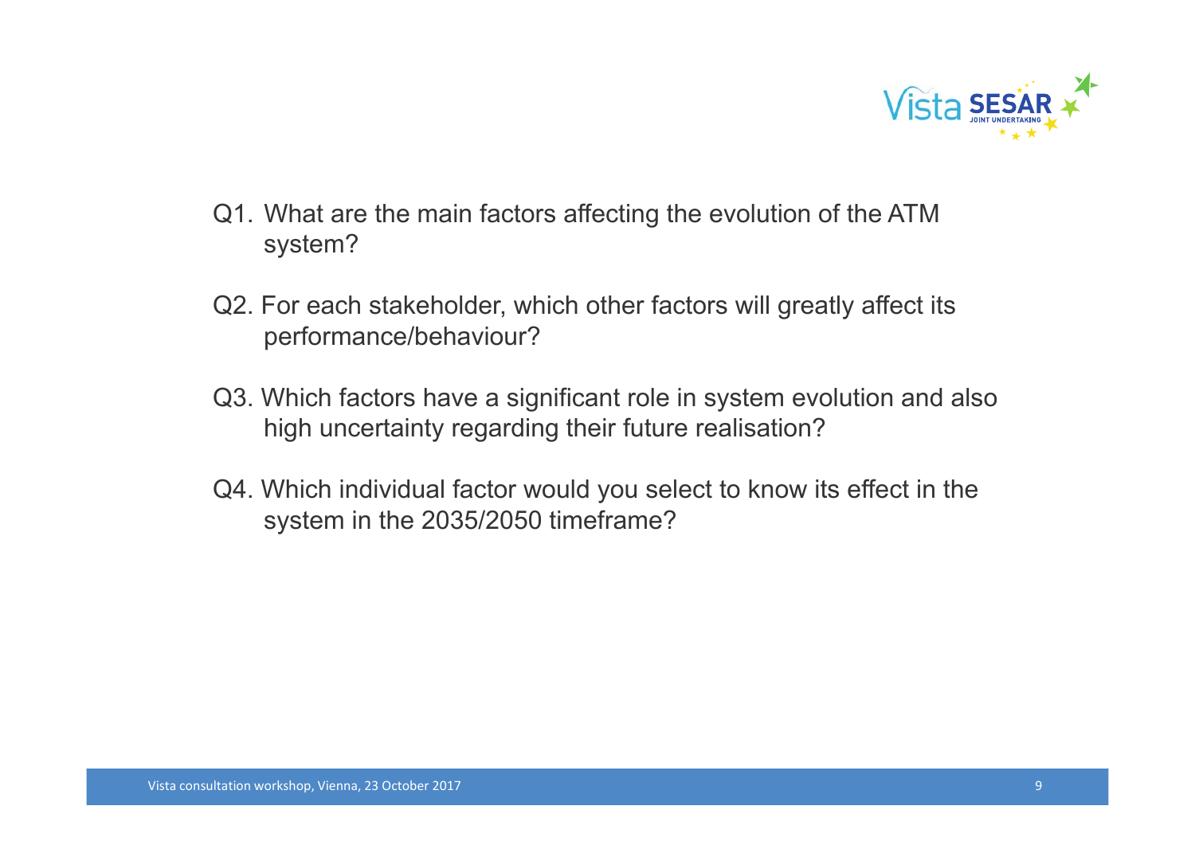Q1. What are the main factors affecting the evolution of the ATM system?

Q2. For each stakeholder, which other factors will greatly affect its performance/behaviour?

Q3. Which factors have a significant role in system evolution and also high uncertainty regarding their future realisation?

Q4. Which individual factor would you select to know its effect in the system in the 2035/2050 timeframe?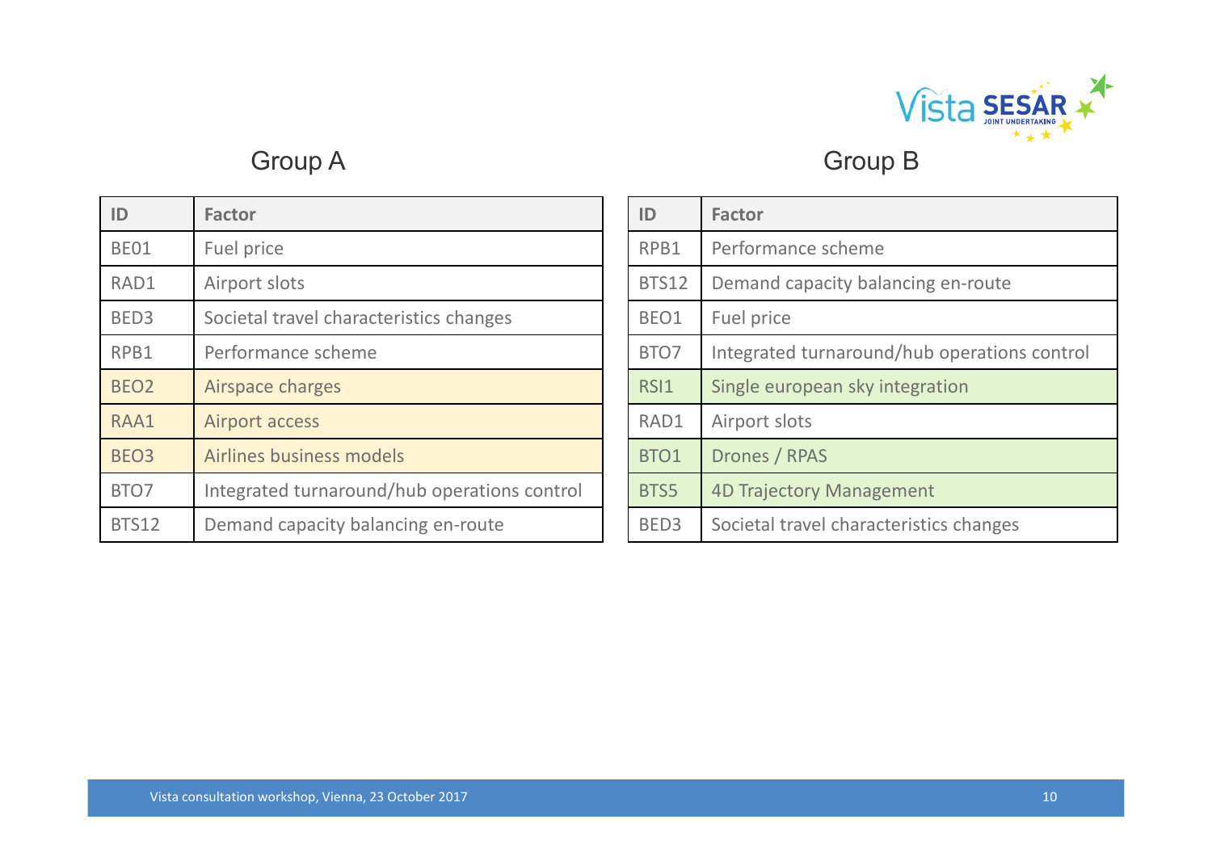## Group A

| ID | Factor |
|---|---|
| BE01 | Fuel price |
| RAD1 | Airport slots |
| BED3 | Societal travel characteristics changes |
| RPB1 | Performance scheme |
| BEO2 | Airspace charges |
| RAA1 | Airport access |
| BEO3 | Airlines business models |
| BTO7 | Integrated turnaround/hub operations control |
| BTS12 | Demand capacity balancing en-route |

## Group B

| ID | Factor |
|---|---|
| RPB1 | Performance scheme |
| BTS12 | Demand capacity balancing en-route |
| BEO1 | Fuel price |
| BTO7 | Integrated turnaround/hub operations control |
| RSI1 | Single european sky integration |
| RAD1 | Airport slots |
| BTO1 | Drones / RPAS |
| BTS5 | 4D Trajectory Management |
| BED3 | Societal travel characteristics changes |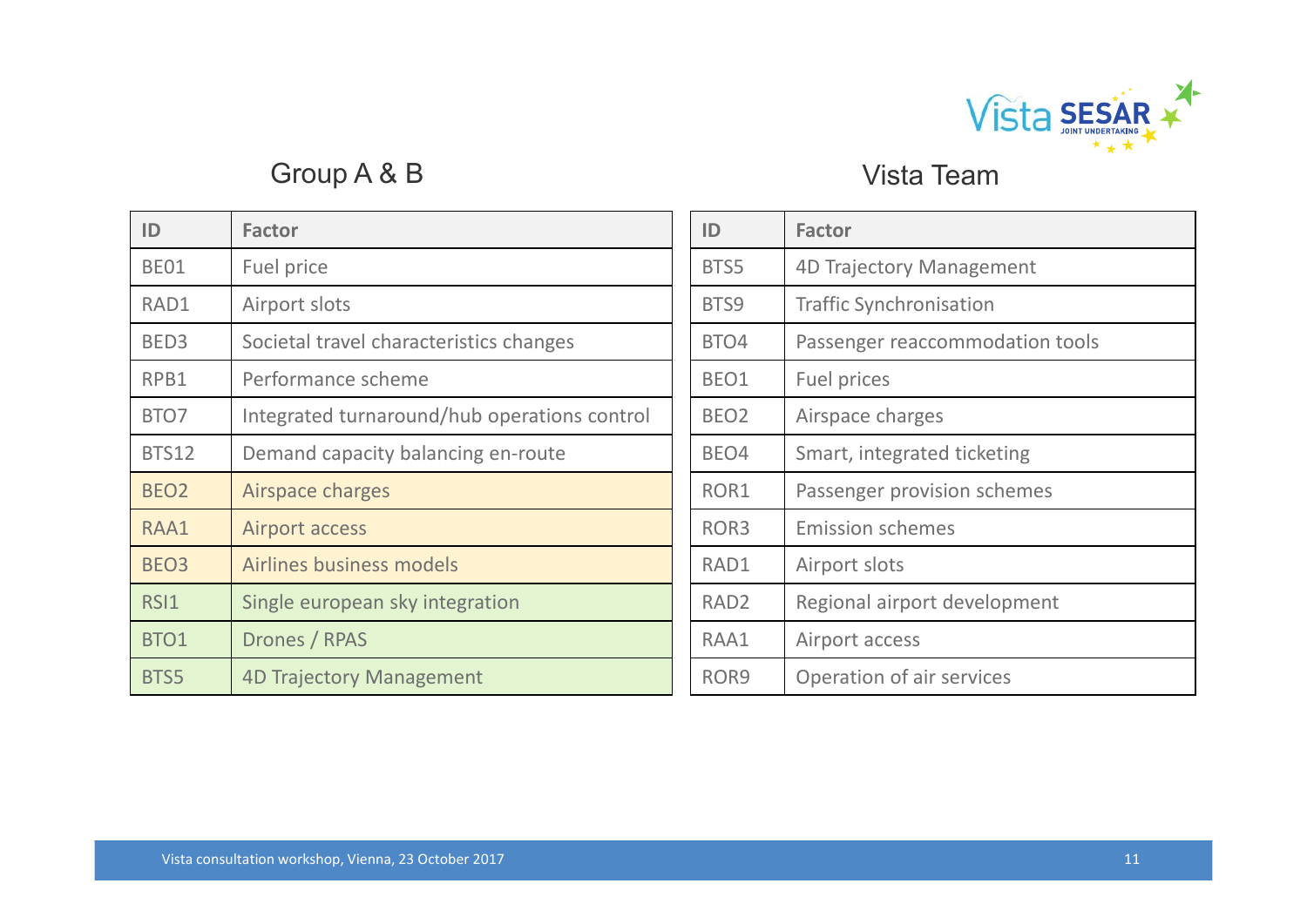## Group A & B

| ID | Factor |
|---|---|
| BE01 | Fuel price |
| RAD1 | Airport slots |
| BED3 | Societal travel characteristics changes |
| RPB1 | Performance scheme |
| BTO7 | Integrated turnaround/hub operations control |
| BTS12 | Demand capacity balancing en-route |
| BEO2 | Airspace charges |
| RAA1 | Airport access |
| BEO3 | Airlines business models |
| RSI1 | Single european sky integration |
| BTO1 | Drones / RPAS |
| BTS5 | 4D Trajectory Management |

## Vista Team

| ID | Factor |
|---|---|
| BTS5 | 4D Trajectory Management |
| BTS9 | Traffic Synchronisation |
| BTO4 | Passenger reaccommodation tools |
| BEO1 | Fuel prices |
| BEO2 | Airspace charges |
| BEO4 | Smart, integrated ticketing |
| ROR1 | Passenger provision schemes |
| ROR3 | Emission schemes |
| RAD1 | Airport slots |
| RAD2 | Regional airport development |
| RAA1 | Airport access |
| ROR9 | Operation of air services |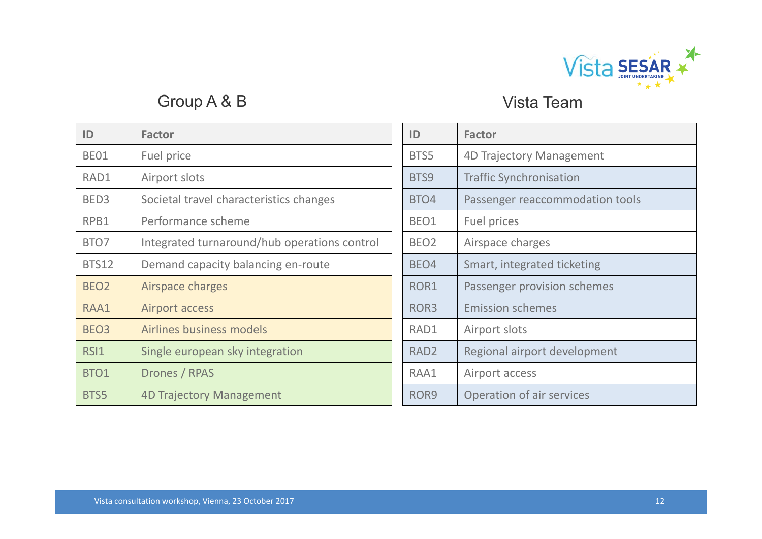## Group A & B

| ID | Factor |
|---|---|
| BE01 | Fuel price |
| RAD1 | Airport slots |
| BED3 | Societal travel characteristics changes |
| RPB1 | Performance scheme |
| BTO7 | Integrated turnaround/hub operations control |
| BTS12 | Demand capacity balancing en-route |
| BEO2 | Airspace charges |
| RAA1 | Airport access |
| BEO3 | Airlines business models |
| RSI1 | Single european sky integration |
| BTO1 | Drones / RPAS |
| BTS5 | 4D Trajectory Management |

## Vista Team

| ID | Factor |
|---|---|
| BTS5 | 4D Trajectory Management |
| BTS9 | Traffic Synchronisation |
| BTO4 | Passenger reaccommodation tools |
| BEO1 | Fuel prices |
| BEO2 | Airspace charges |
| BEO4 | Smart, integrated ticketing |
| ROR1 | Passenger provision schemes |
| ROR3 | Emission schemes |
| RAD1 | Airport slots |
| RAD2 | Regional airport development |
| RAA1 | Airport access |
| ROR9 | Operation of air services |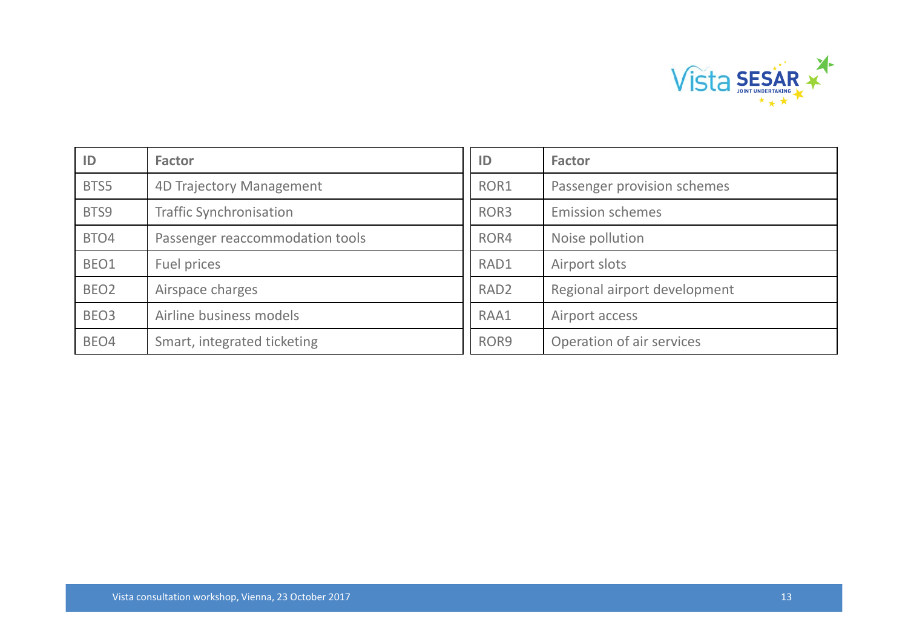| ID | Factor |
|---|---|
| BTS5 | 4D Trajectory Management |
| BTS9 | Traffic Synchronisation |
| BTO4 | Passenger reaccommodation tools |
| BEO1 | Fuel prices |
| BEO2 | Airspace charges |
| BEO3 | Airline business models |
| BEO4 | Smart, integrated ticketing |

| ID | Factor |
|---|---|
| ROR1 | Passenger provision schemes |
| ROR3 | Emission schemes |
| ROR4 | Noise pollution |
| RAD1 | Airport slots |
| RAD2 | Regional airport development |
| RAA1 | Airport access |
| ROR9 | Operation of air services |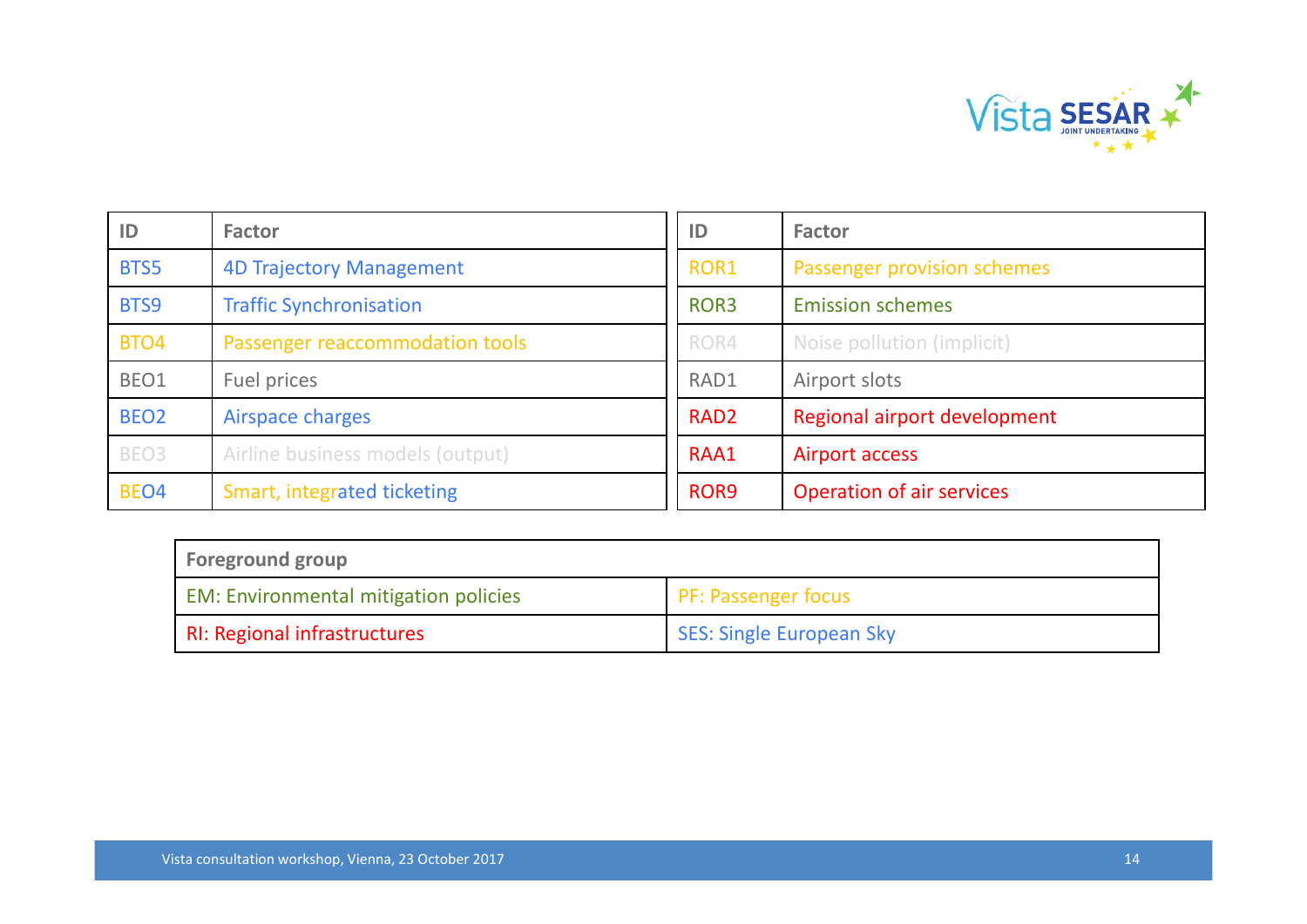| ID | Factor |
|---|---|
| BTS5 | 4D Trajectory Management |
| BTS9 | Traffic Synchronisation |
| BTO4 | Passenger reaccommodation tools |
| BEO1 | Fuel prices |
| BEO2 | Airspace charges |
| BEO3 | Airline business models (output) |
| BEO4 | Smart, integrated ticketing |

| ID | Factor |
|---|---|
| ROR1 | Passenger provision schemes |
| ROR3 | Emission schemes |
| ROR4 | Noise pollution (implicit) |
| RAD1 | Airport slots |
| RAD2 | Regional airport development |
| RAA1 | Airport access |
| ROR9 | Operation of air services |

| Foreground group | |
|---|---|
| EM: Environmental mitigation policies | PF: Passenger focus |
| RI: Regional infrastructures | SES: Single European Sky |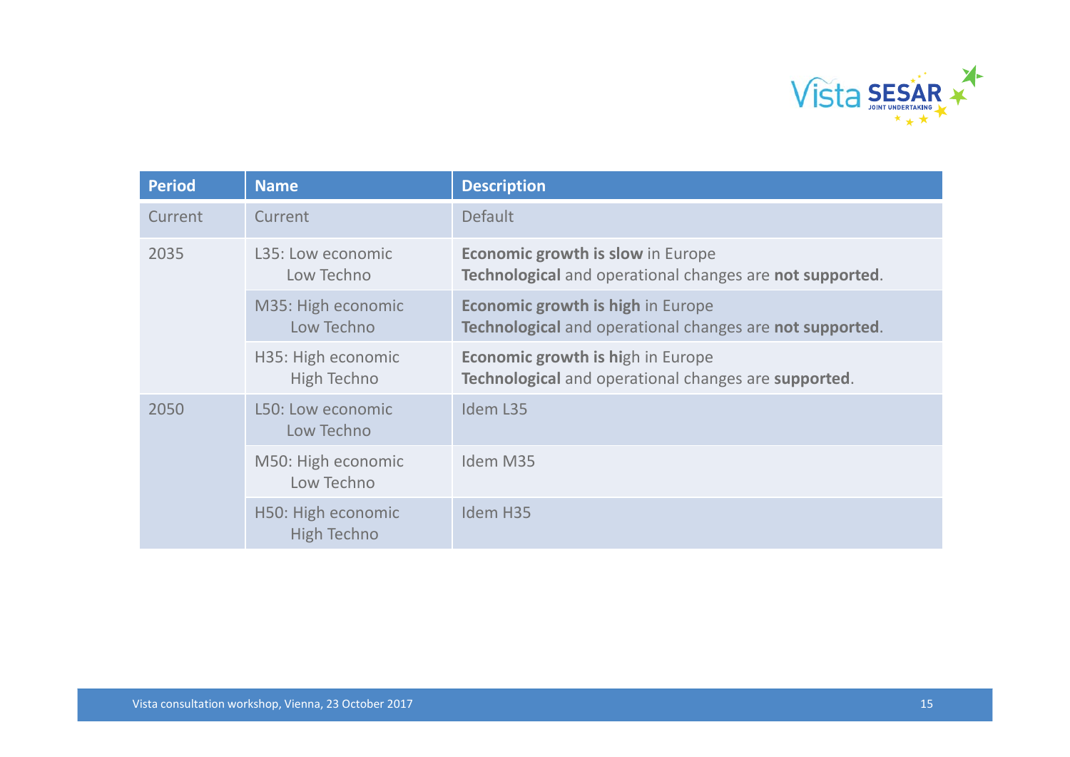| Period | Name | Description |
|---|---|---|
| Current | Current | Default |
| 2035 | L35: Low economic Low Techno | **Economic growth is slow** in Europe **Technological** and operational changes are **not supported**. |
| | M35: High economic Low Techno | **Economic growth is high** in Europe **Technological** and operational changes are **not supported**. |
| | H35: High economic High Techno | **Economic growth is hi**gh in Europe **Technological** and operational changes are **supported**. |
| 2050 | L50: Low economic Low Techno | Idem L35 |
| | M50: High economic Low Techno | Idem M35 |
| | H50: High economic High Techno | Idem H35 |